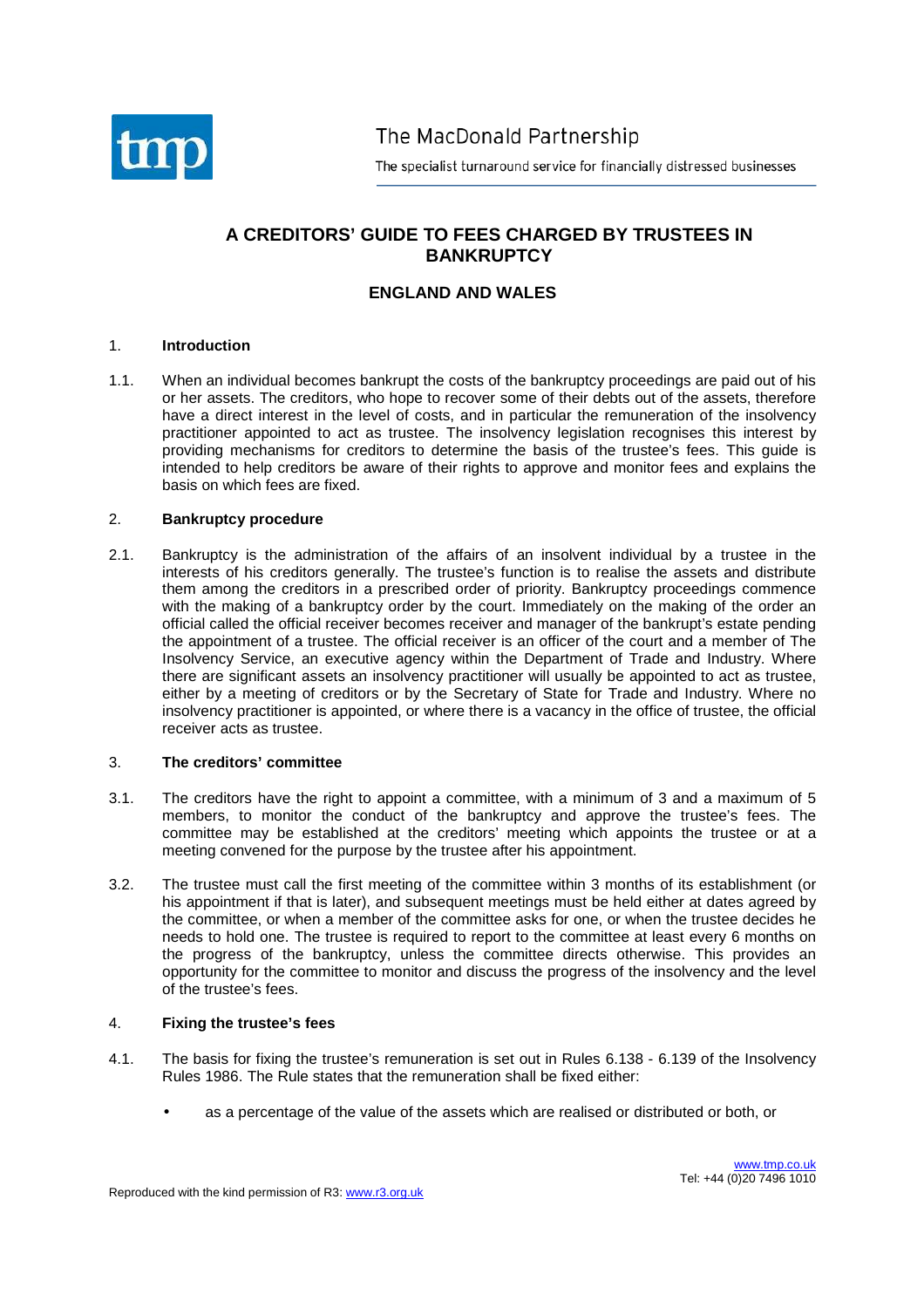The MacDonald Partnership

The specialist turnaround service for financially distressed businesses

# A CREDITORS' GUIDE TO FEES CHARGED BY TRUSTEES IN BANKRUPTCY

## ENGLAND AND WALES

### 1. Introduction

1.1. When an individual becomes bankrupt the costs of the bankruptcy proceedings are paid out of his or her assets. The creditors, who hope to recover some of their debts out of the assets, therefore have a direct interest in the level of costs, and in particular the remuneration of the insolvency practitioner appointed to act as trustee. The insolvency legislation recognises this interest by providing mechanisms for creditors to determine the basis of the trustee's fees. This guide is intended to help creditors be aware of their rights to approve and monitor fees and explains the basis on which fees are fixed.

### 2. Bankruptcy procedure

2.1. Bankruptcy is the administration of the affairs of an insolvent individual by a trustee in the interests of his creditors generally. The trustee's function is to realise the assets and distribute them among the creditors in a prescribed order of priority. Bankruptcy proceedings commence with the making of a bankruptcy order by the court. Immediately on the making of the order an official called the official receiver becomes receiver and manager of the bankrupt's estate pending the appointment of a trustee. The official receiver is an officer of the court and a member of The Insolvency Service, an executive agency within the Department of Trade and Industry. Where there are significant assets an insolvency practitioner will usually be appointed to act as trustee, either by a meeting of creditors or by the Secretary of State for Trade and Industry. Where no insolvency practitioner is appointed, or where there is a vacancy in the office of trustee, the official receiver acts as trustee.

### 3. The creditors' committee

3.1. The creditors have the right to appoint a committee, with a minimum of 3 and a maximum of 5 members, to monitor the conduct of the bankruptcy and approve the trustee's fees. The committee may be established at the creditors' meeting which appoints the trustee or at a meeting convened for the purpose by the trustee after his appointment.

3.2. The trustee must call the first meeting of the committee within 3 months of its establishment (or his appointment if that is later), and subsequent meetings must be held either at dates agreed by the committee, or when a member of the committee asks for one, or when the trustee decides he needs to hold one. The trustee is required to report to the committee at least every 6 months on the progress of the bankruptcy, unless the committee directs otherwise. This provides an opportunity for the committee to monitor and discuss the progress of the insolvency and the level of the trustee's fees.

### 4. Fixing the trustee's fees

4.1. The basis for fixing the trustee's remuneration is set out in Rules 6.138 - 6.139 of the Insolvency Rules 1986. The Rule states that the remuneration shall be fixed either:

- as a percentage of the value of the assets which are realised or distributed or both, or

www.tmp.co.uk
Tel: +44 (0)20 7496 1010

Reproduced with the kind permission of R3: www.r3.org.uk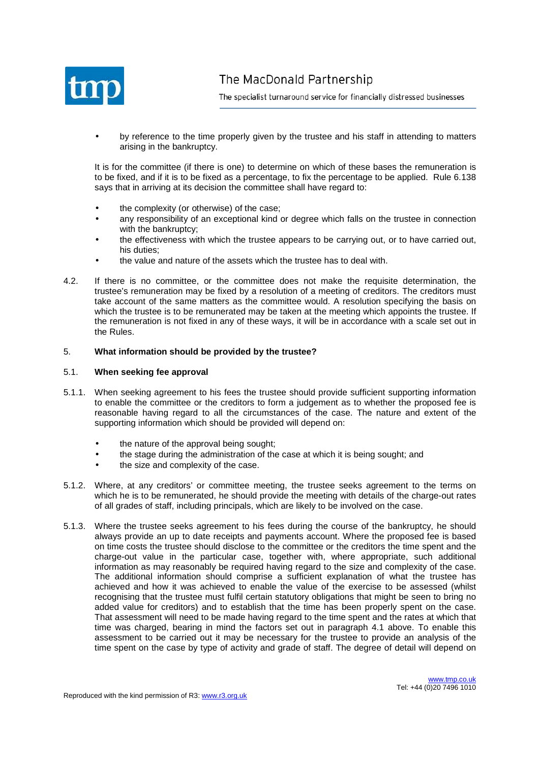- by reference to the time properly given by the trustee and his staff in attending to matters arising in the bankruptcy.

It is for the committee (if there is one) to determine on which of these bases the remuneration is to be fixed, and if it is to be fixed as a percentage, to fix the percentage to be applied. Rule 6.138 says that in arriving at its decision the committee shall have regard to:

- the complexity (or otherwise) of the case;
- any responsibility of an exceptional kind or degree which falls on the trustee in connection with the bankruptcy;
- the effectiveness with which the trustee appears to be carrying out, or to have carried out, his duties;
- the value and nature of the assets which the trustee has to deal with.

4.2. If there is no committee, or the committee does not make the requisite determination, the trustee's remuneration may be fixed by a resolution of a meeting of creditors. The creditors must take account of the same matters as the committee would. A resolution specifying the basis on which the trustee is to be remunerated may be taken at the meeting which appoints the trustee. If the remuneration is not fixed in any of these ways, it will be in accordance with a scale set out in the Rules.

## 5. What information should be provided by the trustee?

### 5.1. When seeking fee approval

5.1.1. When seeking agreement to his fees the trustee should provide sufficient supporting information to enable the committee or the creditors to form a judgement as to whether the proposed fee is reasonable having regard to all the circumstances of the case. The nature and extent of the supporting information which should be provided will depend on:

- the nature of the approval being sought;
- the stage during the administration of the case at which it is being sought; and
- the size and complexity of the case.

5.1.2. Where, at any creditors' or committee meeting, the trustee seeks agreement to the terms on which he is to be remunerated, he should provide the meeting with details of the charge-out rates of all grades of staff, including principals, which are likely to be involved on the case.

5.1.3. Where the trustee seeks agreement to his fees during the course of the bankruptcy, he should always provide an up to date receipts and payments account. Where the proposed fee is based on time costs the trustee should disclose to the committee or the creditors the time spent and the charge-out value in the particular case, together with, where appropriate, such additional information as may reasonably be required having regard to the size and complexity of the case. The additional information should comprise a sufficient explanation of what the trustee has achieved and how it was achieved to enable the value of the exercise to be assessed (whilst recognising that the trustee must fulfil certain statutory obligations that might be seen to bring no added value for creditors) and to establish that the time has been properly spent on the case. That assessment will need to be made having regard to the time spent and the rates at which that time was charged, bearing in mind the factors set out in paragraph 4.1 above. To enable this assessment to be carried out it may be necessary for the trustee to provide an analysis of the time spent on the case by type of activity and grade of staff. The degree of detail will depend on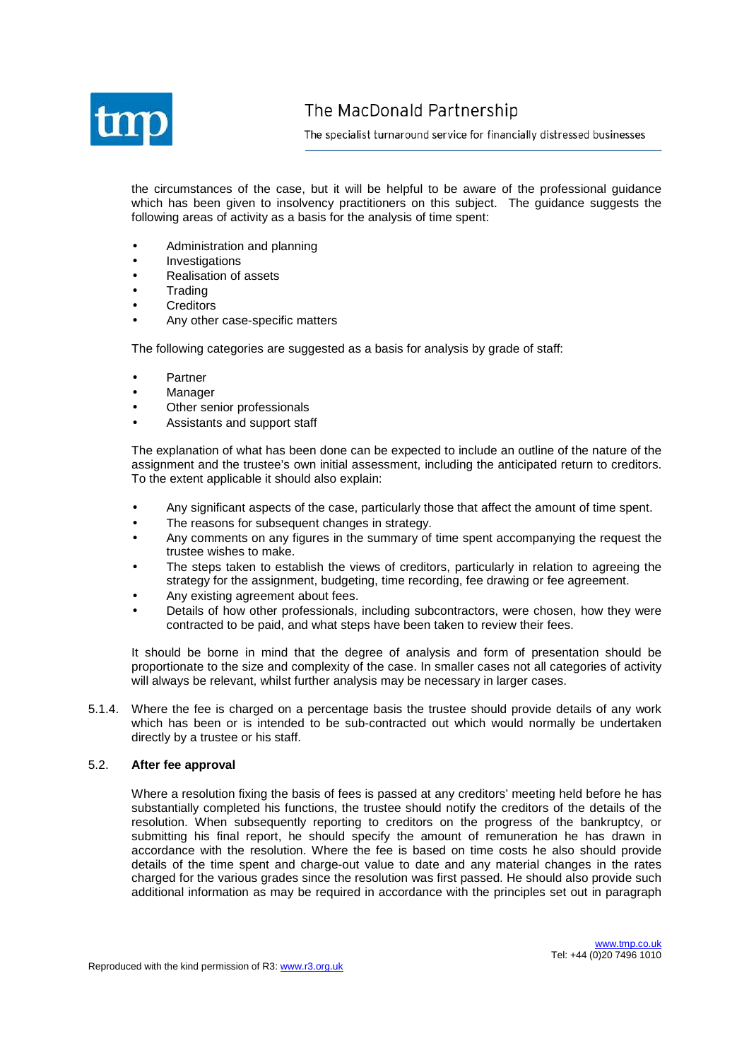the circumstances of the case, but it will be helpful to be aware of the professional guidance which has been given to insolvency practitioners on this subject. The guidance suggests the following areas of activity as a basis for the analysis of time spent:

- Administration and planning
- Investigations
- Realisation of assets
- Trading
- Creditors
- Any other case-specific matters

The following categories are suggested as a basis for analysis by grade of staff:

- Partner
- Manager
- Other senior professionals
- Assistants and support staff

The explanation of what has been done can be expected to include an outline of the nature of the assignment and the trustee's own initial assessment, including the anticipated return to creditors. To the extent applicable it should also explain:

- Any significant aspects of the case, particularly those that affect the amount of time spent.
- The reasons for subsequent changes in strategy.
- Any comments on any figures in the summary of time spent accompanying the request the trustee wishes to make.
- The steps taken to establish the views of creditors, particularly in relation to agreeing the strategy for the assignment, budgeting, time recording, fee drawing or fee agreement.
- Any existing agreement about fees.
- Details of how other professionals, including subcontractors, were chosen, how they were contracted to be paid, and what steps have been taken to review their fees.

It should be borne in mind that the degree of analysis and form of presentation should be proportionate to the size and complexity of the case. In smaller cases not all categories of activity will always be relevant, whilst further analysis may be necessary in larger cases.

5.1.4. Where the fee is charged on a percentage basis the trustee should provide details of any work which has been or is intended to be sub-contracted out which would normally be undertaken directly by a trustee or his staff.

### 5.2. After fee approval

Where a resolution fixing the basis of fees is passed at any creditors' meeting held before he has substantially completed his functions, the trustee should notify the creditors of the details of the resolution. When subsequently reporting to creditors on the progress of the bankruptcy, or submitting his final report, he should specify the amount of remuneration he has drawn in accordance with the resolution. Where the fee is based on time costs he also should provide details of the time spent and charge-out value to date and any material changes in the rates charged for the various grades since the resolution was first passed. He should also provide such additional information as may be required in accordance with the principles set out in paragraph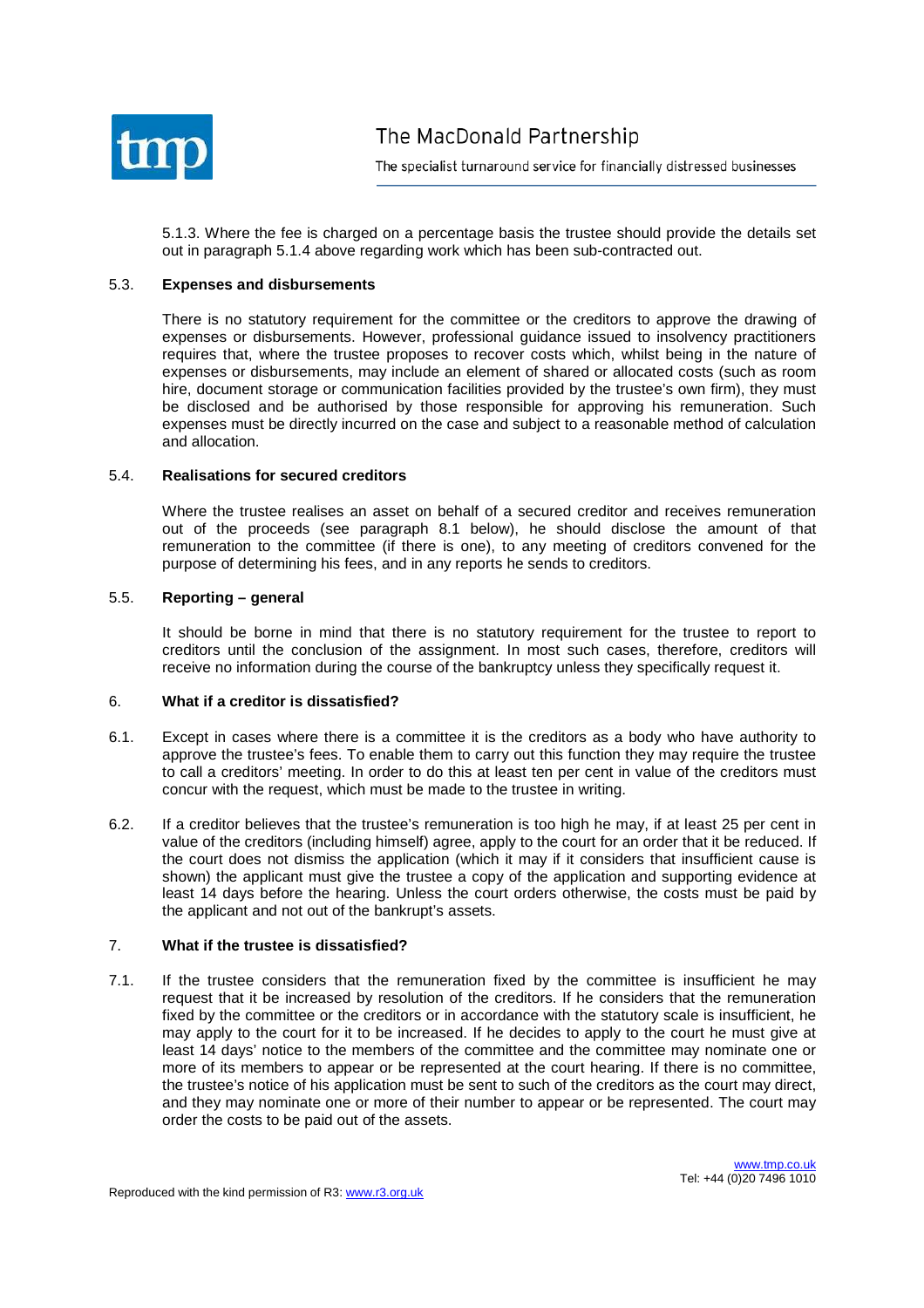5.1.3. Where the fee is charged on a percentage basis the trustee should provide the details set out in paragraph 5.1.4 above regarding work which has been sub-contracted out.

### 5.3. Expenses and disbursements

There is no statutory requirement for the committee or the creditors to approve the drawing of expenses or disbursements. However, professional guidance issued to insolvency practitioners requires that, where the trustee proposes to recover costs which, whilst being in the nature of expenses or disbursements, may include an element of shared or allocated costs (such as room hire, document storage or communication facilities provided by the trustee's own firm), they must be disclosed and be authorised by those responsible for approving his remuneration. Such expenses must be directly incurred on the case and subject to a reasonable method of calculation and allocation.

### 5.4. Realisations for secured creditors

Where the trustee realises an asset on behalf of a secured creditor and receives remuneration out of the proceeds (see paragraph 8.1 below), he should disclose the amount of that remuneration to the committee (if there is one), to any meeting of creditors convened for the purpose of determining his fees, and in any reports he sends to creditors.

### 5.5. Reporting – general

It should be borne in mind that there is no statutory requirement for the trustee to report to creditors until the conclusion of the assignment. In most such cases, therefore, creditors will receive no information during the course of the bankruptcy unless they specifically request it.

## 6. What if a creditor is dissatisfied?

6.1. Except in cases where there is a committee it is the creditors as a body who have authority to approve the trustee's fees. To enable them to carry out this function they may require the trustee to call a creditors' meeting. In order to do this at least ten per cent in value of the creditors must concur with the request, which must be made to the trustee in writing.

6.2. If a creditor believes that the trustee's remuneration is too high he may, if at least 25 per cent in value of the creditors (including himself) agree, apply to the court for an order that it be reduced. If the court does not dismiss the application (which it may if it considers that insufficient cause is shown) the applicant must give the trustee a copy of the application and supporting evidence at least 14 days before the hearing. Unless the court orders otherwise, the costs must be paid by the applicant and not out of the bankrupt's assets.

## 7. What if the trustee is dissatisfied?

7.1. If the trustee considers that the remuneration fixed by the committee is insufficient he may request that it be increased by resolution of the creditors. If he considers that the remuneration fixed by the committee or the creditors or in accordance with the statutory scale is insufficient, he may apply to the court for it to be increased. If he decides to apply to the court he must give at least 14 days' notice to the members of the committee and the committee may nominate one or more of its members to appear or be represented at the court hearing. If there is no committee, the trustee's notice of his application must be sent to such of the creditors as the court may direct, and they may nominate one or more of their number to appear or be represented. The court may order the costs to be paid out of the assets.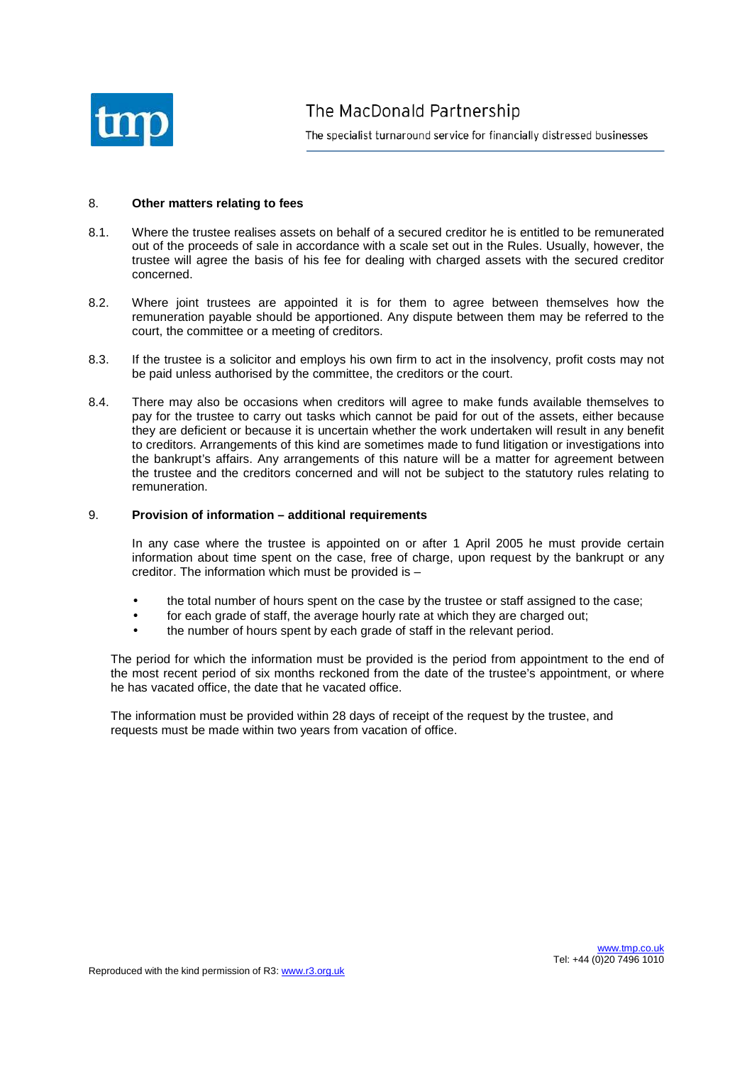## 8. Other matters relating to fees

8.1. Where the trustee realises assets on behalf of a secured creditor he is entitled to be remunerated out of the proceeds of sale in accordance with a scale set out in the Rules. Usually, however, the trustee will agree the basis of his fee for dealing with charged assets with the secured creditor concerned.

8.2. Where joint trustees are appointed it is for them to agree between themselves how the remuneration payable should be apportioned. Any dispute between them may be referred to the court, the committee or a meeting of creditors.

8.3. If the trustee is a solicitor and employs his own firm to act in the insolvency, profit costs may not be paid unless authorised by the committee, the creditors or the court.

8.4. There may also be occasions when creditors will agree to make funds available themselves to pay for the trustee to carry out tasks which cannot be paid for out of the assets, either because they are deficient or because it is uncertain whether the work undertaken will result in any benefit to creditors. Arrangements of this kind are sometimes made to fund litigation or investigations into the bankrupt's affairs. Any arrangements of this nature will be a matter for agreement between the trustee and the creditors concerned and will not be subject to the statutory rules relating to remuneration.

## 9. Provision of information – additional requirements

In any case where the trustee is appointed on or after 1 April 2005 he must provide certain information about time spent on the case, free of charge, upon request by the bankrupt or any creditor. The information which must be provided is –

- the total number of hours spent on the case by the trustee or staff assigned to the case;
- for each grade of staff, the average hourly rate at which they are charged out;
- the number of hours spent by each grade of staff in the relevant period.

The period for which the information must be provided is the period from appointment to the end of the most recent period of six months reckoned from the date of the trustee's appointment, or where he has vacated office, the date that he vacated office.

The information must be provided within 28 days of receipt of the request by the trustee, and requests must be made within two years from vacation of office.

Reproduced with the kind permission of R3: www.r3.org.uk